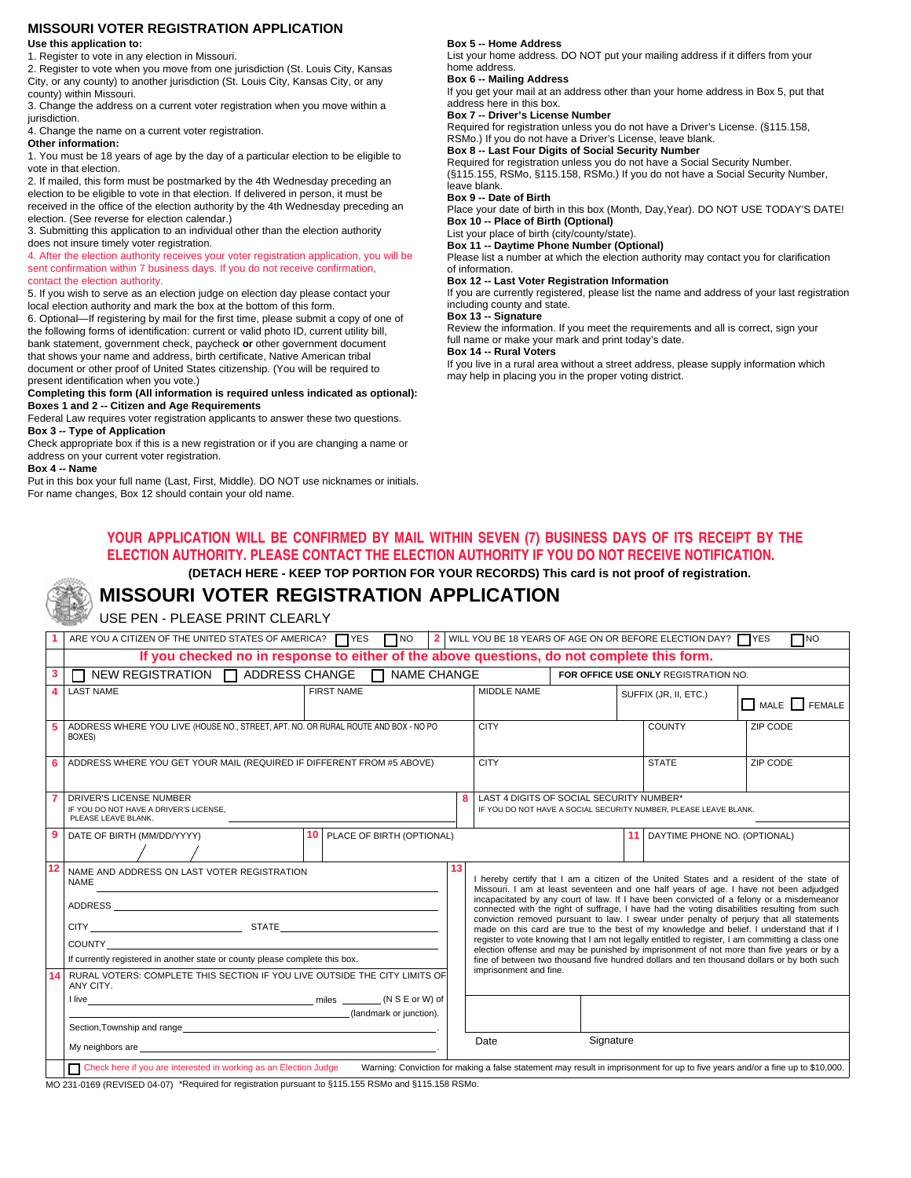## MISSOURI VOTER REGISTRATION APPLICATION

**Use this application to:**

1. Register to vote in any election in Missouri.
2. Register to vote when you move from one jurisdiction (St. Louis City, Kansas City, or any county) to another jurisdiction (St. Louis City, Kansas City, or any county) within Missouri.
3. Change the address on a current voter registration when you move within a jurisdiction.
4. Change the name on a current voter registration.

**Other information:**

1. You must be 18 years of age by the day of a particular election to be eligible to vote in that election.
2. If mailed, this form must be postmarked by the 4th Wednesday preceding an election to be eligible to vote in that election. If delivered in person, it must be received in the office of the election authority by the 4th Wednesday preceding an election. (See reverse for election calendar.)
3. Submitting this application to an individual other than the election authority does not insure timely voter registration.
4. After the election authority receives your voter registration application, you will be sent confirmation within 7 business days. If you do not receive confirmation, contact the election authority.
5. If you wish to serve as an election judge on election day please contact your local election authority and mark the box at the bottom of this form.
6. Optional—If registering by mail for the first time, please submit a copy of one of the following forms of identification: current or valid photo ID, current utility bill, bank statement, government check, paycheck **or** other government document that shows your name and address, birth certificate, Native American tribal document or other proof of United States citizenship. (You will be required to present identification when you vote.)

**Completing this form (All information is required unless indicated as optional):**

**Boxes 1 and 2 -- Citizen and Age Requirements**
Federal Law requires voter registration applicants to answer these two questions.

**Box 3 -- Type of Application**
Check appropriate box if this is a new registration or if you are changing a name or address on your current voter registration.

**Box 4 -- Name**
Put in this box your full name (Last, First, Middle). DO NOT use nicknames or initials. For name changes, Box 12 should contain your old name.

**Box 5 -- Home Address**
List your home address. DO NOT put your mailing address if it differs from your home address.

**Box 6 -- Mailing Address**
If you get your mail at an address other than your home address in Box 5, put that address here in this box.

**Box 7 -- Driver's License Number**
Required for registration unless you do not have a Driver's License. (§115.158, RSMo.) If you do not have a Driver's License, leave blank.

**Box 8 -- Last Four Digits of Social Security Number**
Required for registration unless you do not have a Social Security Number. (§115.155, RSMo, §115.158, RSMo.) If you do not have a Social Security Number, leave blank.

**Box 9 -- Date of Birth**
Place your date of birth in this box (Month, Day, Year). DO NOT USE TODAY'S DATE!

**Box 10 -- Place of Birth (Optional)**
List your place of birth (city/county/state).

**Box 11 -- Daytime Phone Number (Optional)**
Please list a number at which the election authority may contact you for clarification of information.

**Box 12 -- Last Voter Registration Information**
If you are currently registered, please list the name and address of your last registration including county and state.

**Box 13 -- Signature**
Review the information. If you meet the requirements and all is correct, sign your full name or make your mark and print today's date.

**Box 14 -- Rural Voters**
If you live in a rural area without a street address, please supply information which may help in placing you in the proper voting district.

**YOUR APPLICATION WILL BE CONFIRMED BY MAIL WITHIN SEVEN (7) BUSINESS DAYS OF ITS RECEIPT BY THE ELECTION AUTHORITY. PLEASE CONTACT THE ELECTION AUTHORITY IF YOU DO NOT RECEIVE NOTIFICATION.**

**(DETACH HERE - KEEP TOP PORTION FOR YOUR RECORDS) This card is not proof of registration.**

# MISSOURI VOTER REGISTRATION APPLICATION

USE PEN - PLEASE PRINT CLEARLY

**1** ARE YOU A CITIZEN OF THE UNITED STATES OF AMERICA? ☐ YES ☐ NO

**2** WILL YOU BE 18 YEARS OF AGE ON OR BEFORE ELECTION DAY? ☐ YES ☐ NO

**If you checked no in response to either of the above questions, do not complete this form.**

**3** ☐ NEW REGISTRATION ☐ ADDRESS CHANGE ☐ NAME CHANGE — **FOR OFFICE USE ONLY** REGISTRATION NO.

**4** LAST NAME | FIRST NAME | MIDDLE NAME | SUFFIX (JR, II, ETC.) | ☐ MALE ☐ FEMALE

**5** ADDRESS WHERE YOU LIVE (HOUSE NO., STREET, APT. NO. OR RURAL ROUTE AND BOX - NO PO BOXES) | CITY | COUNTY | ZIP CODE

**6** ADDRESS WHERE YOU GET YOUR MAIL (REQUIRED IF DIFFERENT FROM #5 ABOVE) | CITY | STATE | ZIP CODE

**7** DRIVER'S LICENSE NUMBER
IF YOU DO NOT HAVE A DRIVER'S LICENSE, PLEASE LEAVE BLANK.

**8** LAST 4 DIGITS OF SOCIAL SECURITY NUMBER*
IF YOU DO NOT HAVE A SOCIAL SECURITY NUMBER, PLEASE LEAVE BLANK.

**9** DATE OF BIRTH (MM/DD/YYYY) / /

**10** PLACE OF BIRTH (OPTIONAL)

**11** DAYTIME PHONE NO. (OPTIONAL)

**12** NAME AND ADDRESS ON LAST VOTER REGISTRATION
NAME
ADDRESS
CITY STATE
COUNTY
If currently registered in another state or county please complete this box.

**13** I hereby certify that I am a citizen of the United States and a resident of the state of Missouri. I am at least seventeen and one half years of age. I have not been adjudged incapacitated by any court of law. If I have been convicted of a felony or a misdemeanor connected with the right of suffrage, I have had the voting disabilities resulting from such conviction removed pursuant to law. I swear under penalty of perjury that all statements made on this card are true to the best of my knowledge and belief. I understand that if I register to vote knowing that I am not legally entitled to register, I am committing a class one election offense and may be punished by imprisonment of not more than five years or by a fine of between two thousand five hundred dollars and ten thousand dollars or by both such imprisonment and fine.

Date | Signature

**14** RURAL VOTERS: COMPLETE THIS SECTION IF YOU LIVE OUTSIDE THE CITY LIMITS OF ANY CITY.
I live ______ miles ______ (N S E or W) of ______ (landmark or junction).
Section,Township and range ______.
My neighbors are ______.

☐ Check here if you are interested in working as an Election Judge

Warning: Conviction for making a false statement may result in imprisonment for up to five years and/or a fine up to $10,000.

MO 231-0169 (REVISED 04-07) *Required for registration pursuant to §115.155 RSMo and §115.158 RSMo.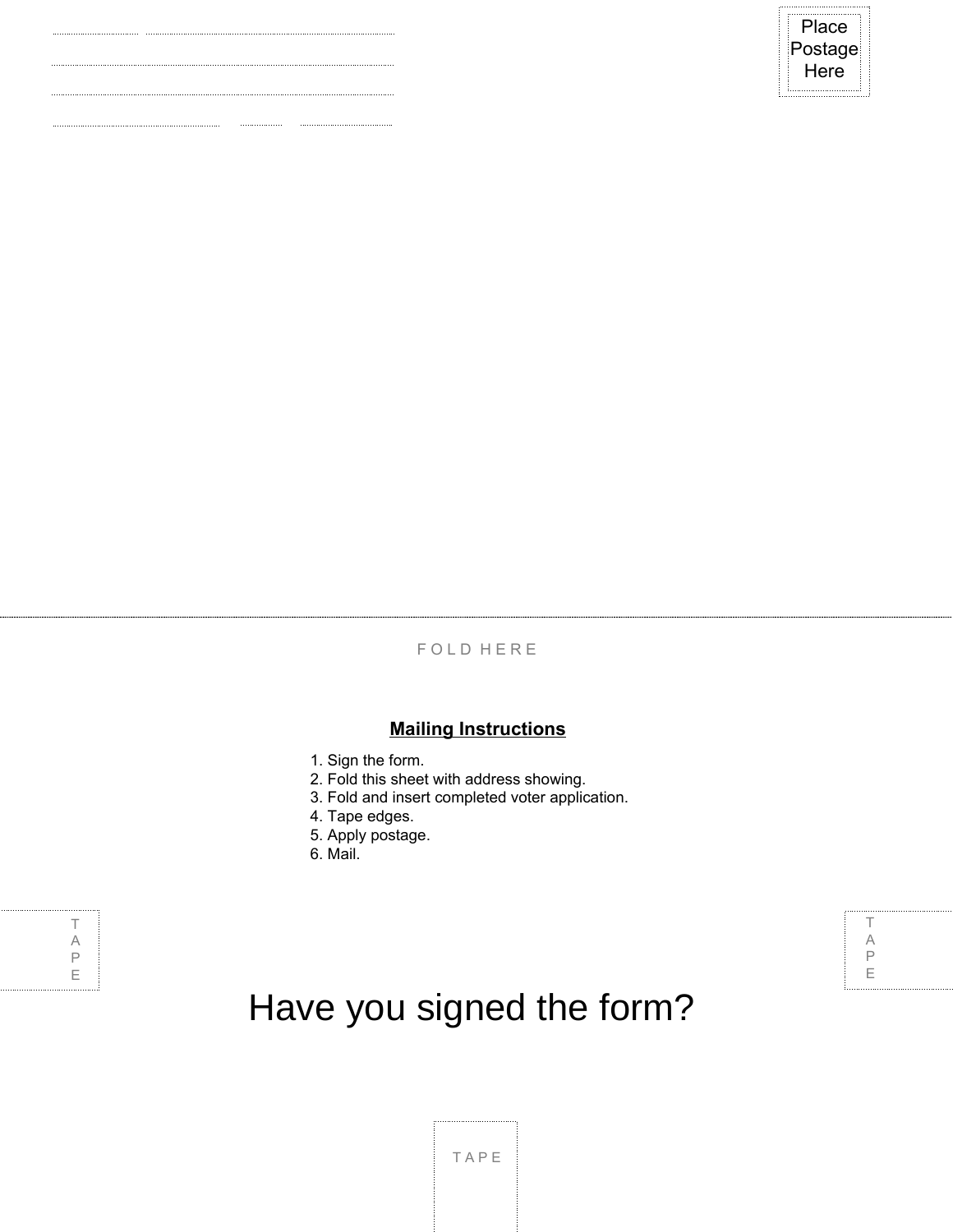Place Postage Here

FOLD HERE

**Mailing Instructions**

1. Sign the form.
2. Fold this sheet with address showing.
3. Fold and insert completed voter application.
4. Tape edges.
5. Apply postage.
6. Mail.

TAPE

TAPE

# Have you signed the form?

TAPE